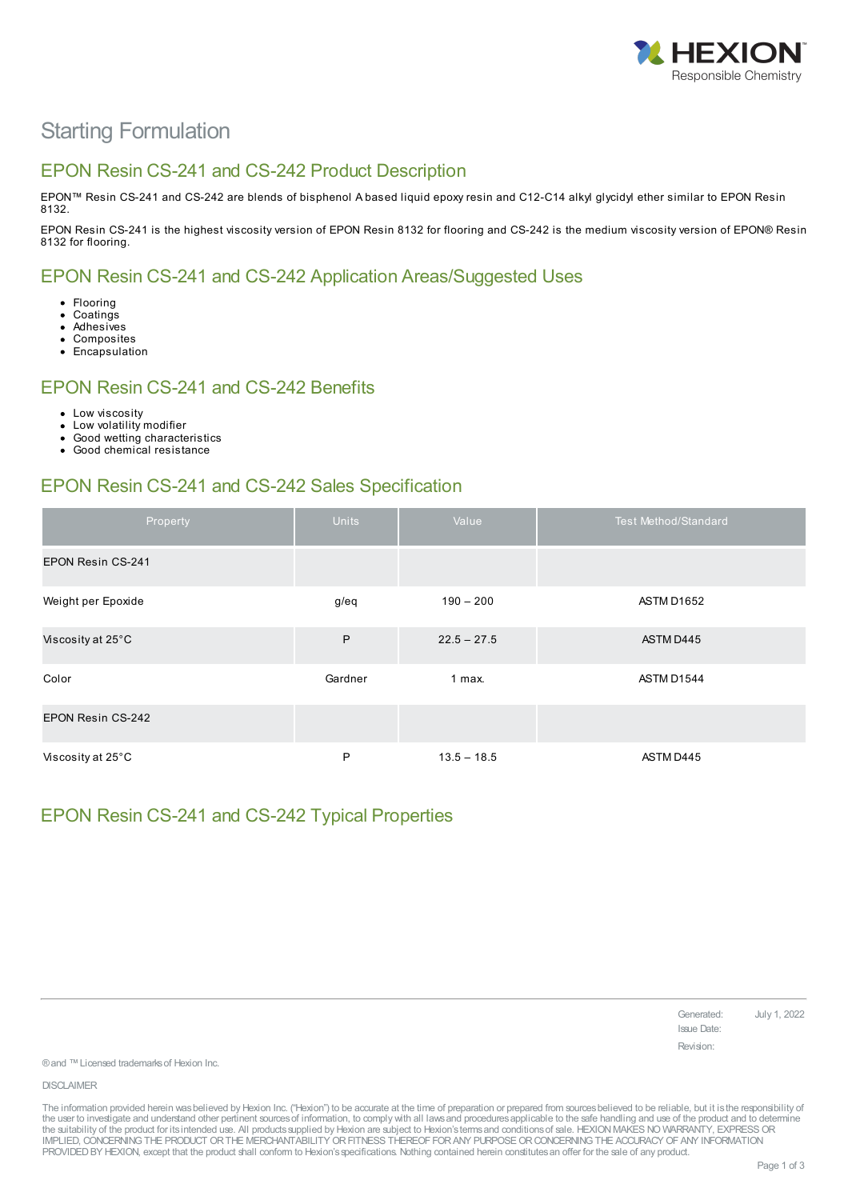# Starting Formulation

## EPON Resin CS-241 and CS-242 Product Description

EPON™ Resin CS-241 and CS-242 are blends of bisphenol A based liquid epoxy resin and C12-C14 alkyl glycidyl ether similar to EPON Resin 8132.

EPON Resin CS-241 is the highest viscosity version of EPON Resin 8132 for flooring and CS-242 is the medium viscosity version of EPON® Resin 8132 for flooring.

## EPON Resin CS-241 and CS-242 Application Areas/Suggested Uses

- Flooring
- Coatings
- Adhesives
- Composites
- Encapsulation

## EPON Resin CS-241 and CS-242 Benefits

- Low viscosity
- Low volatility modifier
- Good wetting characteristics
- Good chemical resistance

## EPON Resin CS-241 and CS-242 Sales Specification

| Property | Units | Value | Test Method/Standard |
|---|---|---|---|
| EPON Resin CS-241 | | | |
| Weight per Epoxide | g/eq | 190 – 200 | ASTM D1652 |
| Viscosity at 25°C | P | 22.5 – 27.5 | ASTM D445 |
| Color | Gardner | 1 max. | ASTM D1544 |
| EPON Resin CS-242 | | | |
| Viscosity at 25°C | P | 13.5 – 18.5 | ASTM D445 |

## EPON Resin CS-241 and CS-242 Typical Properties

Generated: July 1, 2022
Issue Date:
Revision:

® and ™ Licensed trademarks of Hexion Inc.

DISCLAIMER

The information provided herein was believed by Hexion Inc. ("Hexion") to be accurate at the time of preparation or prepared from sources believed to be reliable, but it is the responsibility of the user to investigate and understand other pertinent sources of information, to comply with all laws and procedures applicable to the safe handling and use of the product and to determine the suitability of the product for its intended use. All products supplied by Hexion are subject to Hexion's terms and conditions of sale. HEXION MAKES NO WARRANTY, EXPRESS OR IMPLIED, CONCERNING THE PRODUCT OR THE MERCHANTABILITY OR FITNESS THEREOF FOR ANY PURPOSE OR CONCERNING THE ACCURACY OF ANY INFORMATION PROVIDED BY HEXION, except that the product shall conform to Hexion's specifications. Nothing contained herein constitutes an offer for the sale of any product.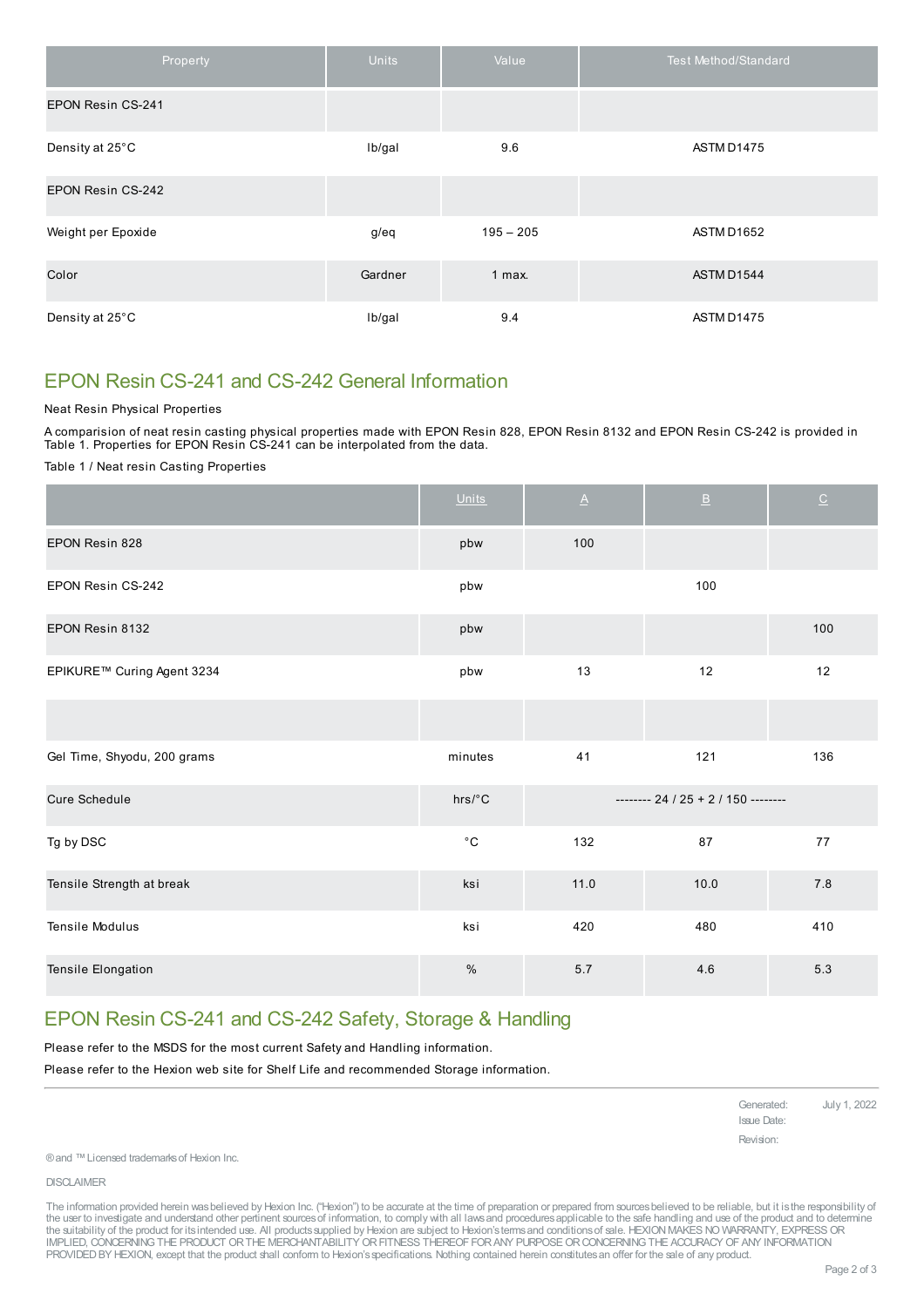| Property | Units | Value | Test Method/Standard |
|---|---|---|---|
| EPON Resin CS-241 | | | |
| Density at 25°C | lb/gal | 9.6 | ASTM D1475 |
| EPON Resin CS-242 | | | |
| Weight per Epoxide | g/eq | 195 – 205 | ASTM D1652 |
| Color | Gardner | 1 max. | ASTM D1544 |
| Density at 25°C | lb/gal | 9.4 | ASTM D1475 |

## EPON Resin CS-241 and CS-242 General Information

Neat Resin Physical Properties

A comparision of neat resin casting physical properties made with EPON Resin 828, EPON Resin 8132 and EPON Resin CS-242 is provided in Table 1. Properties for EPON Resin CS-241 can be interpolated from the data.

Table 1 / Neat resin Casting Properties

| | Units | A | B | C |
|---|---|---|---|---|
| EPON Resin 828 | pbw | 100 | | |
| EPON Resin CS-242 | pbw | | 100 | |
| EPON Resin 8132 | pbw | | | 100 |
| EPIKURE™ Curing Agent 3234 | pbw | 13 | 12 | 12 |
| | | | | |
| Gel Time, Shyodu, 200 grams | minutes | 41 | 121 | 136 |
| Cure Schedule | hrs/°C | -------- 24 / 25 + 2 / 150 -------- | | |
| Tg by DSC | °C | 132 | 87 | 77 |
| Tensile Strength at break | ksi | 11.0 | 10.0 | 7.8 |
| Tensile Modulus | ksi | 420 | 480 | 410 |
| Tensile Elongation | % | 5.7 | 4.6 | 5.3 |

## EPON Resin CS-241 and CS-242 Safety, Storage & Handling

Please refer to the MSDS for the most current Safety and Handling information.

Please refer to the Hexion web site for Shelf Life and recommended Storage information.

Generated: July 1, 2022
Issue Date:
Revision:

® and ™ Licensed trademarks of Hexion Inc.

DISCLAIMER

The information provided herein was believed by Hexion Inc. ("Hexion") to be accurate at the time of preparation or prepared from sources believed to be reliable, but it is the responsibility of the user to investigate and understand other pertinent sources of information, to comply with all laws and procedures applicable to the safe handling and use of the product and to determine the suitability of the product for its intended use. All products supplied by Hexion are subject to Hexion's terms and conditions of sale. HEXION MAKES NO WARRANTY, EXPRESS OR IMPLIED, CONCERNING THE PRODUCT OR THE MERCHANTABILITY OR FITNESS THEREOF FOR ANY PURPOSE OR CONCERNING THE ACCURACY OF ANY INFORMATION PROVIDED BY HEXION, except that the product shall conform to Hexion's specifications. Nothing contained herein constitutes an offer for the sale of any product.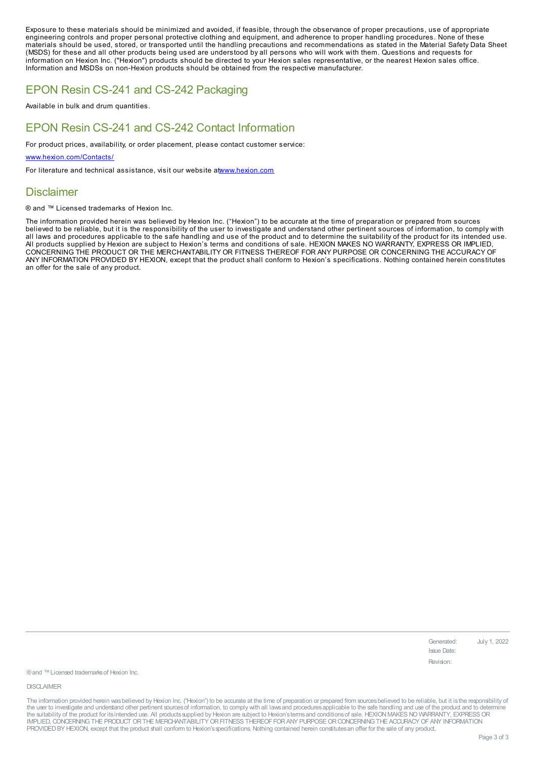Exposure to these materials should be minimized and avoided, if feasible, through the observance of proper precautions, use of appropriate engineering controls and proper personal protective clothing and equipment, and adherence to proper handling procedures. None of these materials should be used, stored, or transported until the handling precautions and recommendations as stated in the Material Safety Data Sheet (MSDS) for these and all other products being used are understood by all persons who will work with them. Questions and requests for information on Hexion Inc. ("Hexion") products should be directed to your Hexion sales representative, or the nearest Hexion sales office. Information and MSDSs on non-Hexion products should be obtained from the respective manufacturer.

## EPON Resin CS-241 and CS-242 Packaging

Available in bulk and drum quantities.

## EPON Resin CS-241 and CS-242 Contact Information

For product prices, availability, or order placement, please contact customer service:

www.hexion.com/Contacts/

For literature and technical assistance, visit our website atwww.hexion.com

## Disclaimer

® and ™ Licensed trademarks of Hexion Inc.

The information provided herein was believed by Hexion Inc. ("Hexion") to be accurate at the time of preparation or prepared from sources believed to be reliable, but it is the responsibility of the user to investigate and understand other pertinent sources of information, to comply with all laws and procedures applicable to the safe handling and use of the product and to determine the suitability of the product for its intended use. All products supplied by Hexion are subject to Hexion's terms and conditions of sale. HEXION MAKES NO WARRANTY, EXPRESS OR IMPLIED, CONCERNING THE PRODUCT OR THE MERCHANTABILITY OR FITNESS THEREOF FOR ANY PURPOSE OR CONCERNING THE ACCURACY OF ANY INFORMATION PROVIDED BY HEXION, except that the product shall conform to Hexion's specifications. Nothing contained herein constitutes an offer for the sale of any product.

Generated: July 1, 2022
Issue Date:
Revision:

® and ™ Licensed trademarks of Hexion Inc.

DISCLAIMER

The information provided herein was believed by Hexion Inc. ("Hexion") to be accurate at the time of preparation or prepared from sources believed to be reliable, but it is the responsibility of the user to investigate and understand other pertinent sources of information, to comply with all laws and procedures applicable to the safe handling and use of the product and to determine the suitability of the product for its intended use. All products supplied by Hexion are subject to Hexion's terms and conditions of sale. HEXION MAKES NO WARRANTY, EXPRESS OR IMPLIED, CONCERNING THE PRODUCT OR THE MERCHANTABILITY OR FITNESS THEREOF FOR ANY PURPOSE OR CONCERNING THE ACCURACY OF ANY INFORMATION PROVIDED BY HEXION, except that the product shall conform to Hexion's specifications. Nothing contained herein constitutes an offer for the sale of any product.